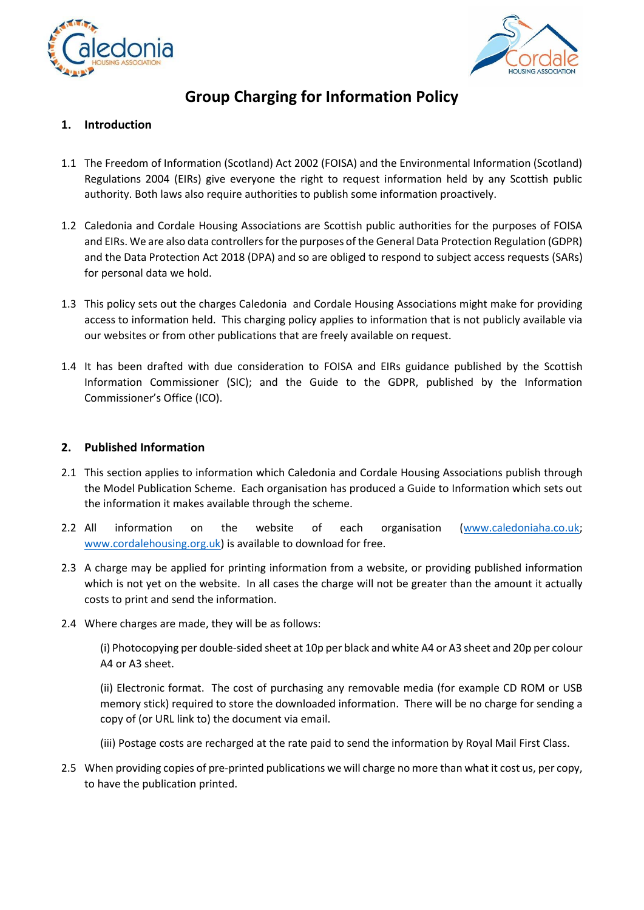# Group Charging for Information Policy

## 1. Introduction

1.1 The Freedom of Information (Scotland) Act 2002 (FOISA) and the Environmental Information (Scotland) Regulations 2004 (EIRs) give everyone the right to request information held by any Scottish public authority. Both laws also require authorities to publish some information proactively.

1.2 Caledonia and Cordale Housing Associations are Scottish public authorities for the purposes of FOISA and EIRs. We are also data controllers for the purposes of the General Data Protection Regulation (GDPR) and the Data Protection Act 2018 (DPA) and so are obliged to respond to subject access requests (SARs) for personal data we hold.

1.3 This policy sets out the charges Caledonia and Cordale Housing Associations might make for providing access to information held. This charging policy applies to information that is not publicly available via our websites or from other publications that are freely available on request.

1.4 It has been drafted with due consideration to FOISA and EIRs guidance published by the Scottish Information Commissioner (SIC); and the Guide to the GDPR, published by the Information Commissioner's Office (ICO).

## 2. Published Information

2.1 This section applies to information which Caledonia and Cordale Housing Associations publish through the Model Publication Scheme. Each organisation has produced a Guide to Information which sets out the information it makes available through the scheme.

2.2 All information on the website of each organisation (www.caledoniaha.co.uk; www.cordalehousing.org.uk) is available to download for free.

2.3 A charge may be applied for printing information from a website, or providing published information which is not yet on the website. In all cases the charge will not be greater than the amount it actually costs to print and send the information.

2.4 Where charges are made, they will be as follows:

(i) Photocopying per double-sided sheet at 10p per black and white A4 or A3 sheet and 20p per colour A4 or A3 sheet.

(ii) Electronic format. The cost of purchasing any removable media (for example CD ROM or USB memory stick) required to store the downloaded information. There will be no charge for sending a copy of (or URL link to) the document via email.

(iii) Postage costs are recharged at the rate paid to send the information by Royal Mail First Class.

2.5 When providing copies of pre-printed publications we will charge no more than what it cost us, per copy, to have the publication printed.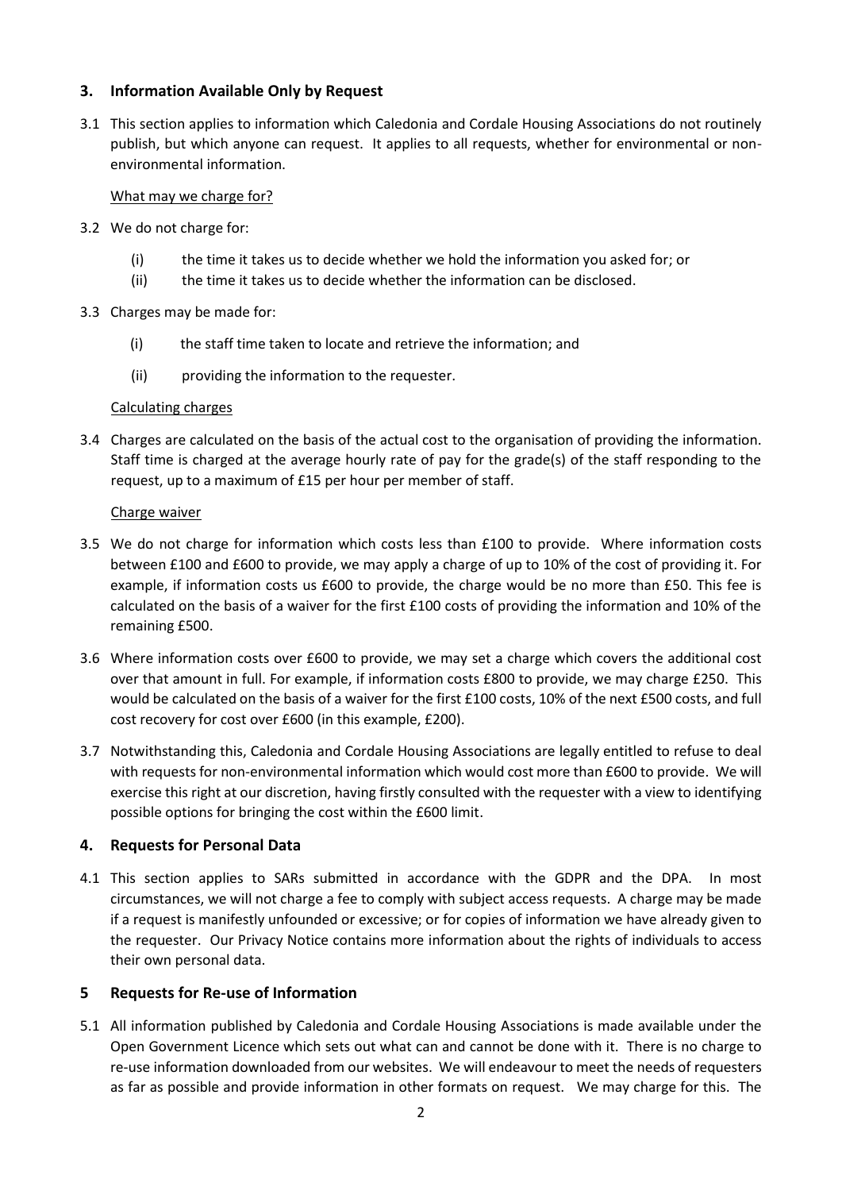## 3. Information Available Only by Request

3.1 This section applies to information which Caledonia and Cordale Housing Associations do not routinely publish, but which anyone can request. It applies to all requests, whether for environmental or non-environmental information.

<u>What may we charge for?</u>

3.2 We do not charge for:

- (i) the time it takes us to decide whether we hold the information you asked for; or
- (ii) the time it takes us to decide whether the information can be disclosed.

3.3 Charges may be made for:

- (i) the staff time taken to locate and retrieve the information; and
- (ii) providing the information to the requester.

<u>Calculating charges</u>

3.4 Charges are calculated on the basis of the actual cost to the organisation of providing the information. Staff time is charged at the average hourly rate of pay for the grade(s) of the staff responding to the request, up to a maximum of £15 per hour per member of staff.

<u>Charge waiver</u>

3.5 We do not charge for information which costs less than £100 to provide. Where information costs between £100 and £600 to provide, we may apply a charge of up to 10% of the cost of providing it. For example, if information costs us £600 to provide, the charge would be no more than £50. This fee is calculated on the basis of a waiver for the first £100 costs of providing the information and 10% of the remaining £500.

3.6 Where information costs over £600 to provide, we may set a charge which covers the additional cost over that amount in full. For example, if information costs £800 to provide, we may charge £250. This would be calculated on the basis of a waiver for the first £100 costs, 10% of the next £500 costs, and full cost recovery for cost over £600 (in this example, £200).

3.7 Notwithstanding this, Caledonia and Cordale Housing Associations are legally entitled to refuse to deal with requests for non-environmental information which would cost more than £600 to provide. We will exercise this right at our discretion, having firstly consulted with the requester with a view to identifying possible options for bringing the cost within the £600 limit.

## 4. Requests for Personal Data

4.1 This section applies to SARs submitted in accordance with the GDPR and the DPA. In most circumstances, we will not charge a fee to comply with subject access requests. A charge may be made if a request is manifestly unfounded or excessive; or for copies of information we have already given to the requester. Our Privacy Notice contains more information about the rights of individuals to access their own personal data.

## 5 Requests for Re-use of Information

5.1 All information published by Caledonia and Cordale Housing Associations is made available under the Open Government Licence which sets out what can and cannot be done with it. There is no charge to re-use information downloaded from our websites. We will endeavour to meet the needs of requesters as far as possible and provide information in other formats on request. We may charge for this. The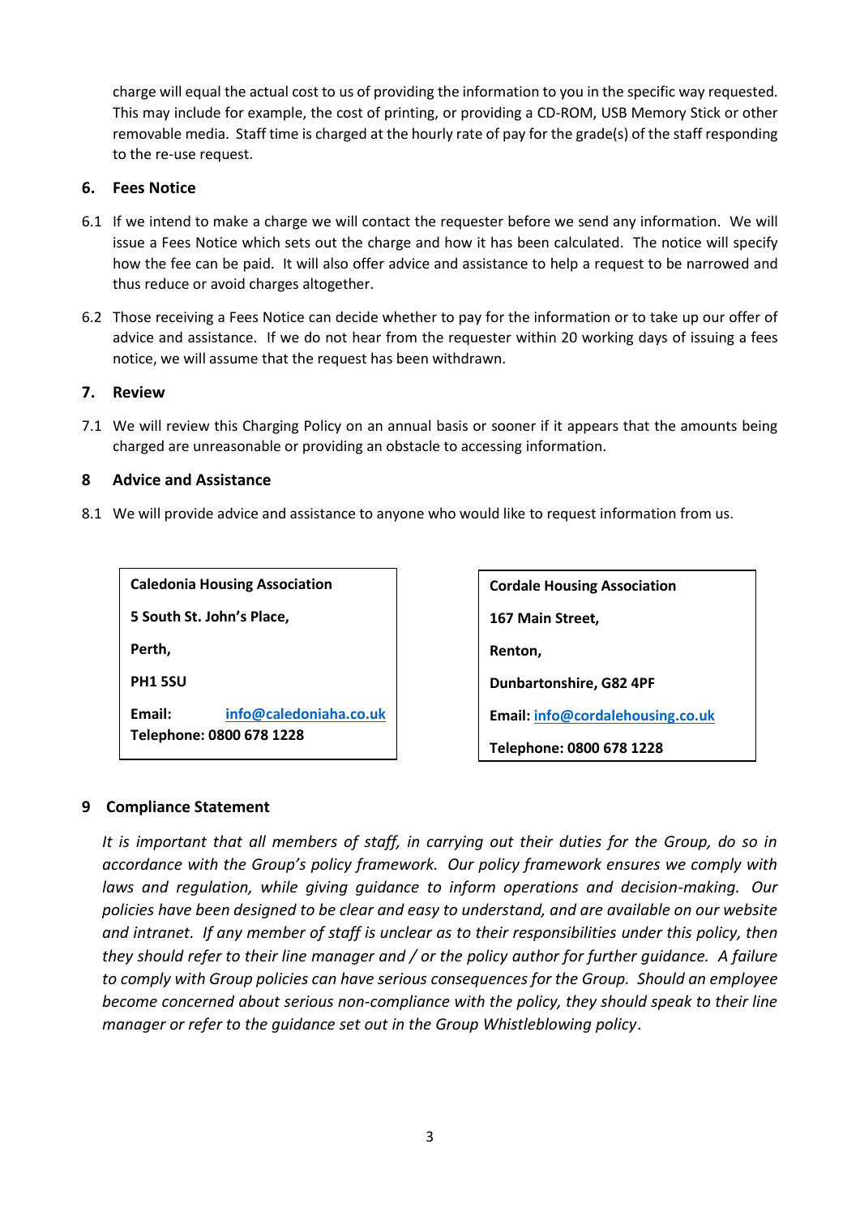charge will equal the actual cost to us of providing the information to you in the specific way requested. This may include for example, the cost of printing, or providing a CD-ROM, USB Memory Stick or other removable media. Staff time is charged at the hourly rate of pay for the grade(s) of the staff responding to the re-use request.

## 6. Fees Notice

6.1 If we intend to make a charge we will contact the requester before we send any information. We will issue a Fees Notice which sets out the charge and how it has been calculated. The notice will specify how the fee can be paid. It will also offer advice and assistance to help a request to be narrowed and thus reduce or avoid charges altogether.

6.2 Those receiving a Fees Notice can decide whether to pay for the information or to take up our offer of advice and assistance. If we do not hear from the requester within 20 working days of issuing a fees notice, we will assume that the request has been withdrawn.

## 7. Review

7.1 We will review this Charging Policy on an annual basis or sooner if it appears that the amounts being charged are unreasonable or providing an obstacle to accessing information.

## 8 Advice and Assistance

8.1 We will provide advice and assistance to anyone who would like to request information from us.

**Caledonia Housing Association**

**5 South St. John's Place,**

**Perth,**

**PH1 5SU**

**Email:** **info@caledoniaha.co.uk**

**Telephone: 0800 678 1228**

**Cordale Housing Association**

**167 Main Street,**

**Renton,**

**Dunbartonshire, G82 4PF**

**Email:** **info@cordalehousing.co.uk**

**Telephone: 0800 678 1228**

## 9 Compliance Statement

*It is important that all members of staff, in carrying out their duties for the Group, do so in accordance with the Group's policy framework. Our policy framework ensures we comply with laws and regulation, while giving guidance to inform operations and decision-making. Our policies have been designed to be clear and easy to understand, and are available on our website and intranet. If any member of staff is unclear as to their responsibilities under this policy, then they should refer to their line manager and / or the policy author for further guidance. A failure to comply with Group policies can have serious consequences for the Group. Should an employee become concerned about serious non-compliance with the policy, they should speak to their line manager or refer to the guidance set out in the Group Whistleblowing policy*.